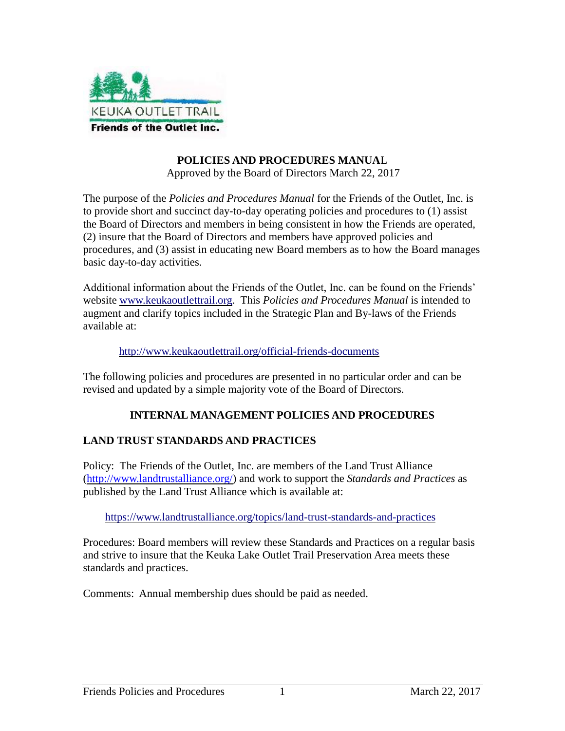KEUKA OUTLET TRAIL
**Friends of the Outlet Inc.**

# POLICIES AND PROCEDURES MANUAL

Approved by the Board of Directors March 22, 2017

The purpose of the *Policies and Procedures Manual* for the Friends of the Outlet, Inc. is to provide short and succinct day-to-day operating policies and procedures to (1) assist the Board of Directors and members in being consistent in how the Friends are operated, (2) insure that the Board of Directors and members have approved policies and procedures, and (3) assist in educating new Board members as to how the Board manages basic day-to-day activities.

Additional information about the Friends of the Outlet, Inc. can be found on the Friends' website [www.keukaoutlettrail.org](www.keukaoutlettrail.org). This *Policies and Procedures Manual* is intended to augment and clarify topics included in the Strategic Plan and By-laws of the Friends available at:

> [http://www.keukaoutlettrail.org/official-friends-documents](http://www.keukaoutlettrail.org/official-friends-documents)

The following policies and procedures are presented in no particular order and can be revised and updated by a simple majority vote of the Board of Directors.

## INTERNAL MANAGEMENT POLICIES AND PROCEDURES

### LAND TRUST STANDARDS AND PRACTICES

Policy: The Friends of the Outlet, Inc. are members of the Land Trust Alliance ([http://www.landtrustalliance.org/](http://www.landtrustalliance.org/)) and work to support the *Standards and Practices* as published by the Land Trust Alliance which is available at:

> [https://www.landtrustalliance.org/topics/land-trust-standards-and-practices](https://www.landtrustalliance.org/topics/land-trust-standards-and-practices)

Procedures: Board members will review these Standards and Practices on a regular basis and strive to insure that the Keuka Lake Outlet Trail Preservation Area meets these standards and practices.

Comments: Annual membership dues should be paid as needed.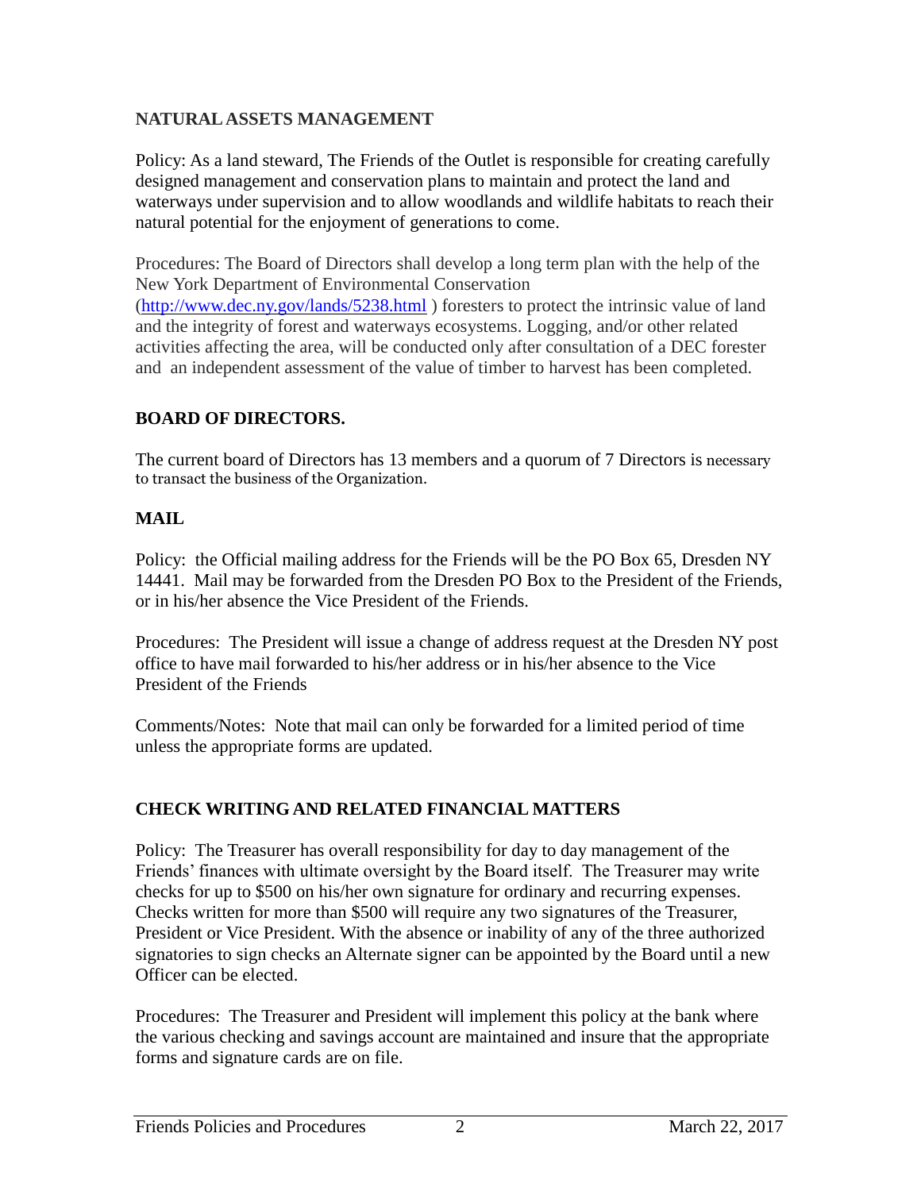## NATURAL ASSETS MANAGEMENT

Policy: As a land steward, The Friends of the Outlet is responsible for creating carefully designed management and conservation plans to maintain and protect the land and waterways under supervision and to allow woodlands and wildlife habitats to reach their natural potential for the enjoyment of generations to come.

Procedures: The Board of Directors shall develop a long term plan with the help of the New York Department of Environmental Conservation ([http://www.dec.ny.gov/lands/5238.html](http://www.dec.ny.gov/lands/5238.html) ) foresters to protect the intrinsic value of land and the integrity of forest and waterways ecosystems. Logging, and/or other related activities affecting the area, will be conducted only after consultation of a DEC forester and an independent assessment of the value of timber to harvest has been completed.

## BOARD OF DIRECTORS.

The current board of Directors has 13 members and a quorum of 7 Directors is necessary to transact the business of the Organization.

## MAIL

Policy: the Official mailing address for the Friends will be the PO Box 65, Dresden NY 14441. Mail may be forwarded from the Dresden PO Box to the President of the Friends, or in his/her absence the Vice President of the Friends.

Procedures: The President will issue a change of address request at the Dresden NY post office to have mail forwarded to his/her address or in his/her absence to the Vice President of the Friends

Comments/Notes: Note that mail can only be forwarded for a limited period of time unless the appropriate forms are updated.

## CHECK WRITING AND RELATED FINANCIAL MATTERS

Policy: The Treasurer has overall responsibility for day to day management of the Friends' finances with ultimate oversight by the Board itself. The Treasurer may write checks for up to $500 on his/her own signature for ordinary and recurring expenses. Checks written for more than $500 will require any two signatures of the Treasurer, President or Vice President. With the absence or inability of any of the three authorized signatories to sign checks an Alternate signer can be appointed by the Board until a new Officer can be elected.

Procedures: The Treasurer and President will implement this policy at the bank where the various checking and savings account are maintained and insure that the appropriate forms and signature cards are on file.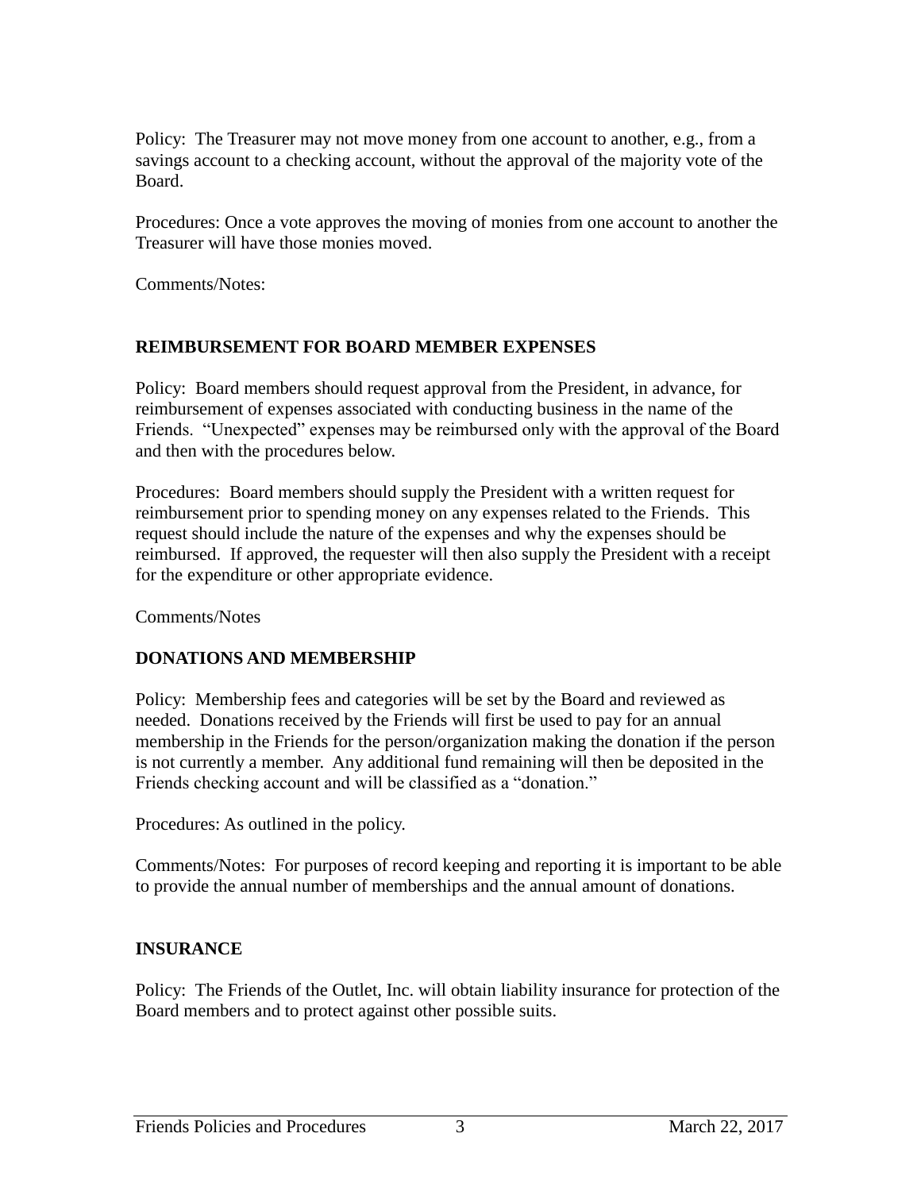Policy: The Treasurer may not move money from one account to another, e.g., from a savings account to a checking account, without the approval of the majority vote of the Board.

Procedures: Once a vote approves the moving of monies from one account to another the Treasurer will have those monies moved.

Comments/Notes:

**REIMBURSEMENT FOR BOARD MEMBER EXPENSES**

Policy: Board members should request approval from the President, in advance, for reimbursement of expenses associated with conducting business in the name of the Friends. "Unexpected" expenses may be reimbursed only with the approval of the Board and then with the procedures below.

Procedures: Board members should supply the President with a written request for reimbursement prior to spending money on any expenses related to the Friends. This request should include the nature of the expenses and why the expenses should be reimbursed. If approved, the requester will then also supply the President with a receipt for the expenditure or other appropriate evidence.

Comments/Notes

**DONATIONS AND MEMBERSHIP**

Policy: Membership fees and categories will be set by the Board and reviewed as needed. Donations received by the Friends will first be used to pay for an annual membership in the Friends for the person/organization making the donation if the person is not currently a member. Any additional fund remaining will then be deposited in the Friends checking account and will be classified as a "donation."

Procedures: As outlined in the policy.

Comments/Notes: For purposes of record keeping and reporting it is important to be able to provide the annual number of memberships and the annual amount of donations.

**INSURANCE**

Policy: The Friends of the Outlet, Inc. will obtain liability insurance for protection of the Board members and to protect against other possible suits.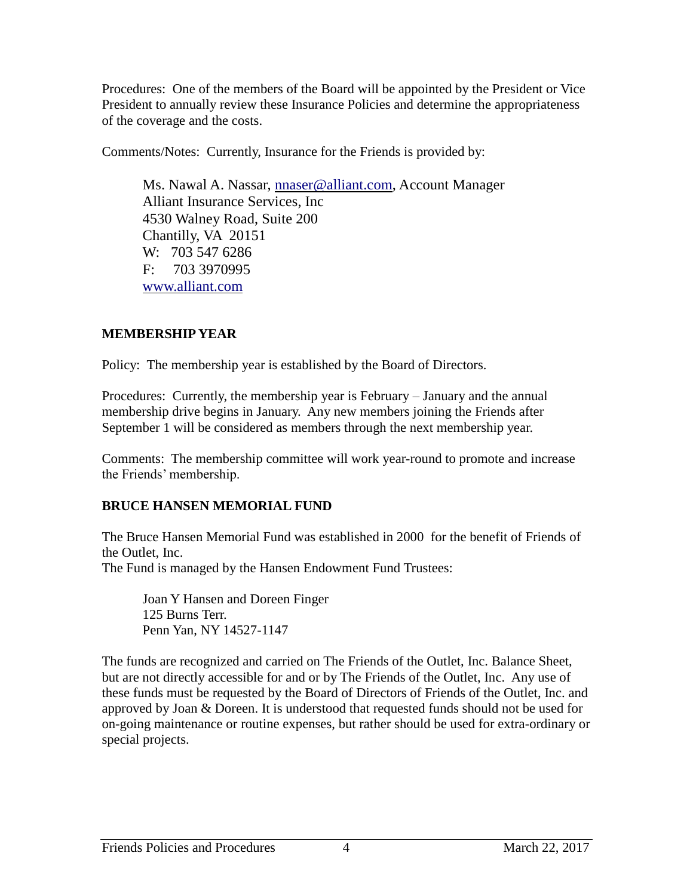Procedures: One of the members of the Board will be appointed by the President or Vice President to annually review these Insurance Policies and determine the appropriateness of the coverage and the costs.

Comments/Notes: Currently, Insurance for the Friends is provided by:

Ms. Nawal A. Nassar, nnaser@alliant.com, Account Manager  
Alliant Insurance Services, Inc  
4530 Walney Road, Suite 200  
Chantilly, VA 20151  
W: 703 547 6286  
F: 703 3970995  
www.alliant.com

## MEMBERSHIP YEAR

Policy: The membership year is established by the Board of Directors.

Procedures: Currently, the membership year is February – January and the annual membership drive begins in January. Any new members joining the Friends after September 1 will be considered as members through the next membership year.

Comments: The membership committee will work year-round to promote and increase the Friends' membership.

## BRUCE HANSEN MEMORIAL FUND

The Bruce Hansen Memorial Fund was established in 2000 for the benefit of Friends of the Outlet, Inc.  
The Fund is managed by the Hansen Endowment Fund Trustees:

Joan Y Hansen and Doreen Finger  
125 Burns Terr.  
Penn Yan, NY 14527-1147

The funds are recognized and carried on The Friends of the Outlet, Inc. Balance Sheet, but are not directly accessible for and or by The Friends of the Outlet, Inc. Any use of these funds must be requested by the Board of Directors of Friends of the Outlet, Inc. and approved by Joan & Doreen. It is understood that requested funds should not be used for on-going maintenance or routine expenses, but rather should be used for extra-ordinary or special projects.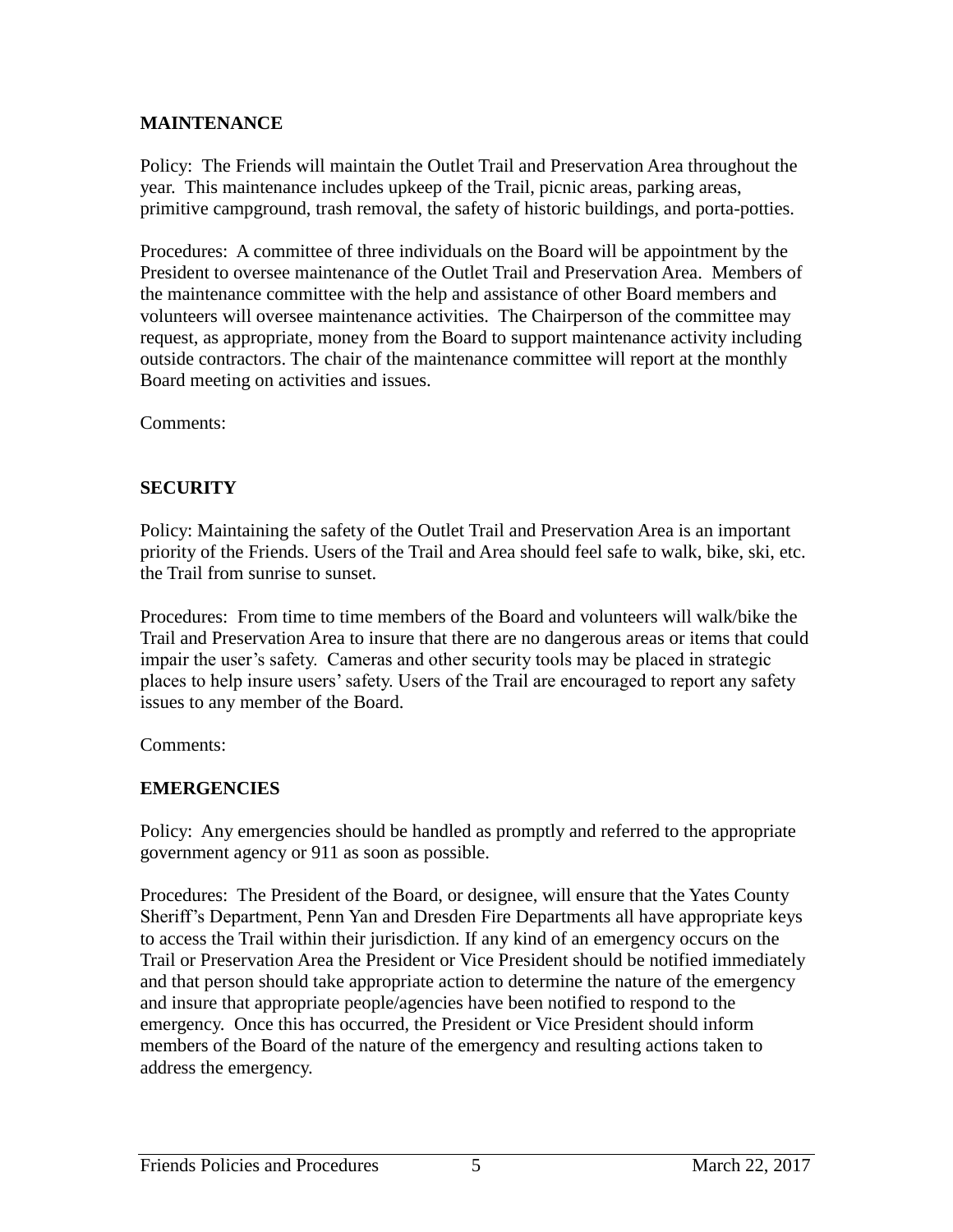**MAINTENANCE**

Policy: The Friends will maintain the Outlet Trail and Preservation Area throughout the year. This maintenance includes upkeep of the Trail, picnic areas, parking areas, primitive campground, trash removal, the safety of historic buildings, and porta-potties.

Procedures: A committee of three individuals on the Board will be appointment by the President to oversee maintenance of the Outlet Trail and Preservation Area. Members of the maintenance committee with the help and assistance of other Board members and volunteers will oversee maintenance activities. The Chairperson of the committee may request, as appropriate, money from the Board to support maintenance activity including outside contractors. The chair of the maintenance committee will report at the monthly Board meeting on activities and issues.

Comments:

**SECURITY**

Policy: Maintaining the safety of the Outlet Trail and Preservation Area is an important priority of the Friends. Users of the Trail and Area should feel safe to walk, bike, ski, etc. the Trail from sunrise to sunset.

Procedures: From time to time members of the Board and volunteers will walk/bike the Trail and Preservation Area to insure that there are no dangerous areas or items that could impair the user's safety. Cameras and other security tools may be placed in strategic places to help insure users' safety. Users of the Trail are encouraged to report any safety issues to any member of the Board.

Comments:

**EMERGENCIES**

Policy: Any emergencies should be handled as promptly and referred to the appropriate government agency or 911 as soon as possible.

Procedures: The President of the Board, or designee, will ensure that the Yates County Sheriff's Department, Penn Yan and Dresden Fire Departments all have appropriate keys to access the Trail within their jurisdiction. If any kind of an emergency occurs on the Trail or Preservation Area the President or Vice President should be notified immediately and that person should take appropriate action to determine the nature of the emergency and insure that appropriate people/agencies have been notified to respond to the emergency. Once this has occurred, the President or Vice President should inform members of the Board of the nature of the emergency and resulting actions taken to address the emergency.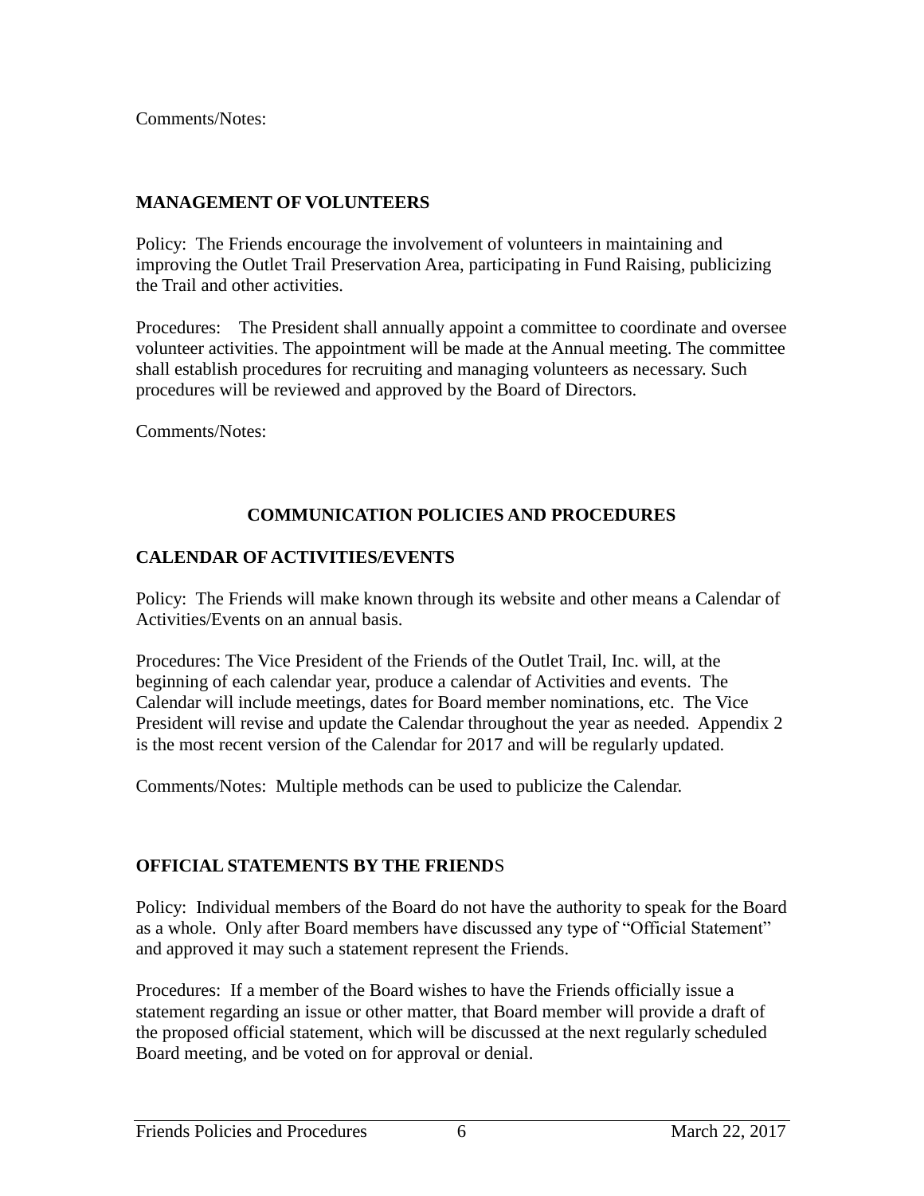Comments/Notes:

## MANAGEMENT OF VOLUNTEERS

Policy: The Friends encourage the involvement of volunteers in maintaining and improving the Outlet Trail Preservation Area, participating in Fund Raising, publicizing the Trail and other activities.

Procedures: The President shall annually appoint a committee to coordinate and oversee volunteer activities. The appointment will be made at the Annual meeting. The committee shall establish procedures for recruiting and managing volunteers as necessary. Such procedures will be reviewed and approved by the Board of Directors.

Comments/Notes:

# COMMUNICATION POLICIES AND PROCEDURES

## CALENDAR OF ACTIVITIES/EVENTS

Policy: The Friends will make known through its website and other means a Calendar of Activities/Events on an annual basis.

Procedures: The Vice President of the Friends of the Outlet Trail, Inc. will, at the beginning of each calendar year, produce a calendar of Activities and events. The Calendar will include meetings, dates for Board member nominations, etc. The Vice President will revise and update the Calendar throughout the year as needed. Appendix 2 is the most recent version of the Calendar for 2017 and will be regularly updated.

Comments/Notes: Multiple methods can be used to publicize the Calendar.

## OFFICIAL STATEMENTS BY THE FRIENDS

Policy: Individual members of the Board do not have the authority to speak for the Board as a whole. Only after Board members have discussed any type of "Official Statement" and approved it may such a statement represent the Friends.

Procedures: If a member of the Board wishes to have the Friends officially issue a statement regarding an issue or other matter, that Board member will provide a draft of the proposed official statement, which will be discussed at the next regularly scheduled Board meeting, and be voted on for approval or denial.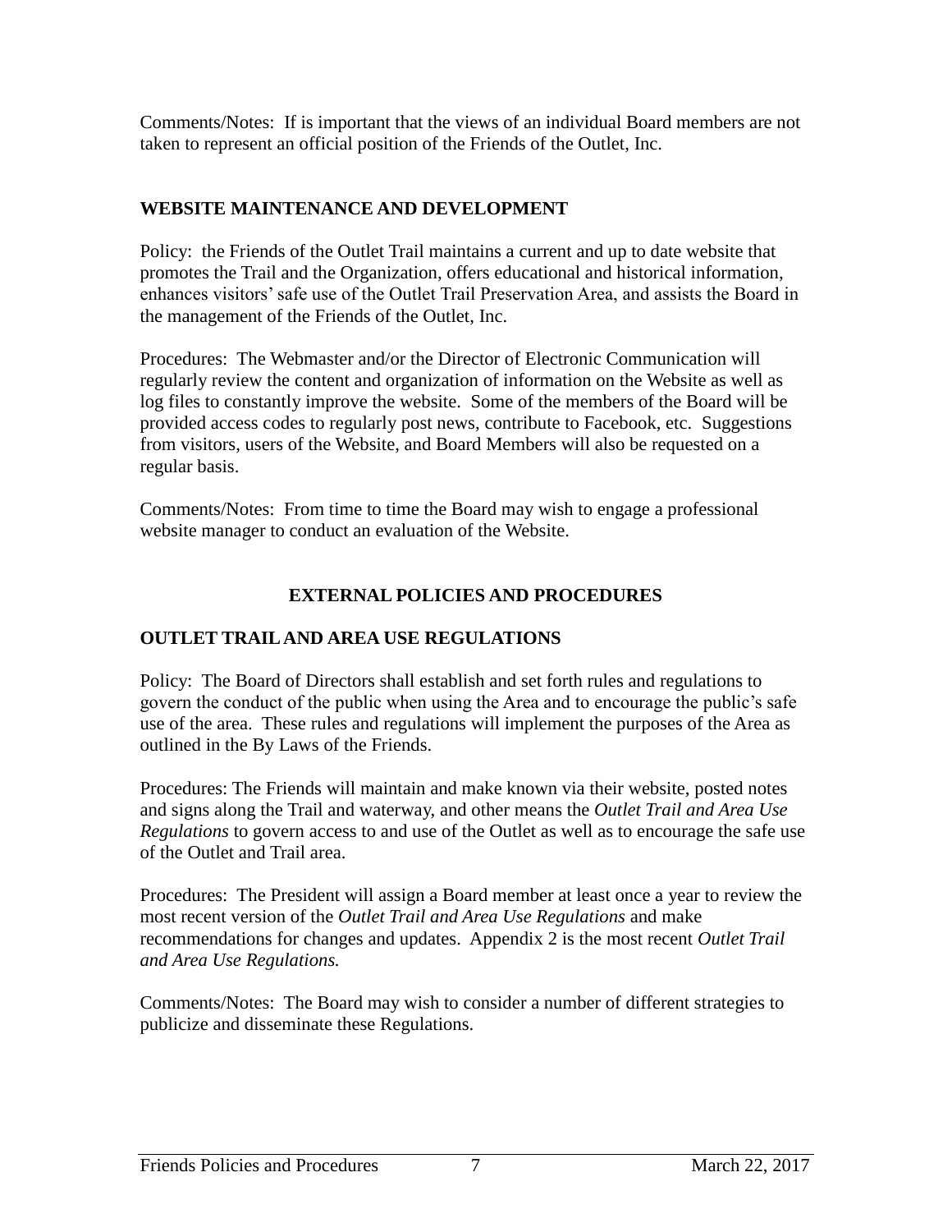Comments/Notes: If is important that the views of an individual Board members are not taken to represent an official position of the Friends of the Outlet, Inc.

## WEBSITE MAINTENANCE AND DEVELOPMENT

Policy: the Friends of the Outlet Trail maintains a current and up to date website that promotes the Trail and the Organization, offers educational and historical information, enhances visitors' safe use of the Outlet Trail Preservation Area, and assists the Board in the management of the Friends of the Outlet, Inc.

Procedures: The Webmaster and/or the Director of Electronic Communication will regularly review the content and organization of information on the Website as well as log files to constantly improve the website. Some of the members of the Board will be provided access codes to regularly post news, contribute to Facebook, etc. Suggestions from visitors, users of the Website, and Board Members will also be requested on a regular basis.

Comments/Notes: From time to time the Board may wish to engage a professional website manager to conduct an evaluation of the Website.

# EXTERNAL POLICIES AND PROCEDURES

## OUTLET TRAIL AND AREA USE REGULATIONS

Policy: The Board of Directors shall establish and set forth rules and regulations to govern the conduct of the public when using the Area and to encourage the public's safe use of the area. These rules and regulations will implement the purposes of the Area as outlined in the By Laws of the Friends.

Procedures: The Friends will maintain and make known via their website, posted notes and signs along the Trail and waterway, and other means the *Outlet Trail and Area Use Regulations* to govern access to and use of the Outlet as well as to encourage the safe use of the Outlet and Trail area.

Procedures: The President will assign a Board member at least once a year to review the most recent version of the *Outlet Trail and Area Use Regulations* and make recommendations for changes and updates. Appendix 2 is the most recent *Outlet Trail and Area Use Regulations.*

Comments/Notes: The Board may wish to consider a number of different strategies to publicize and disseminate these Regulations.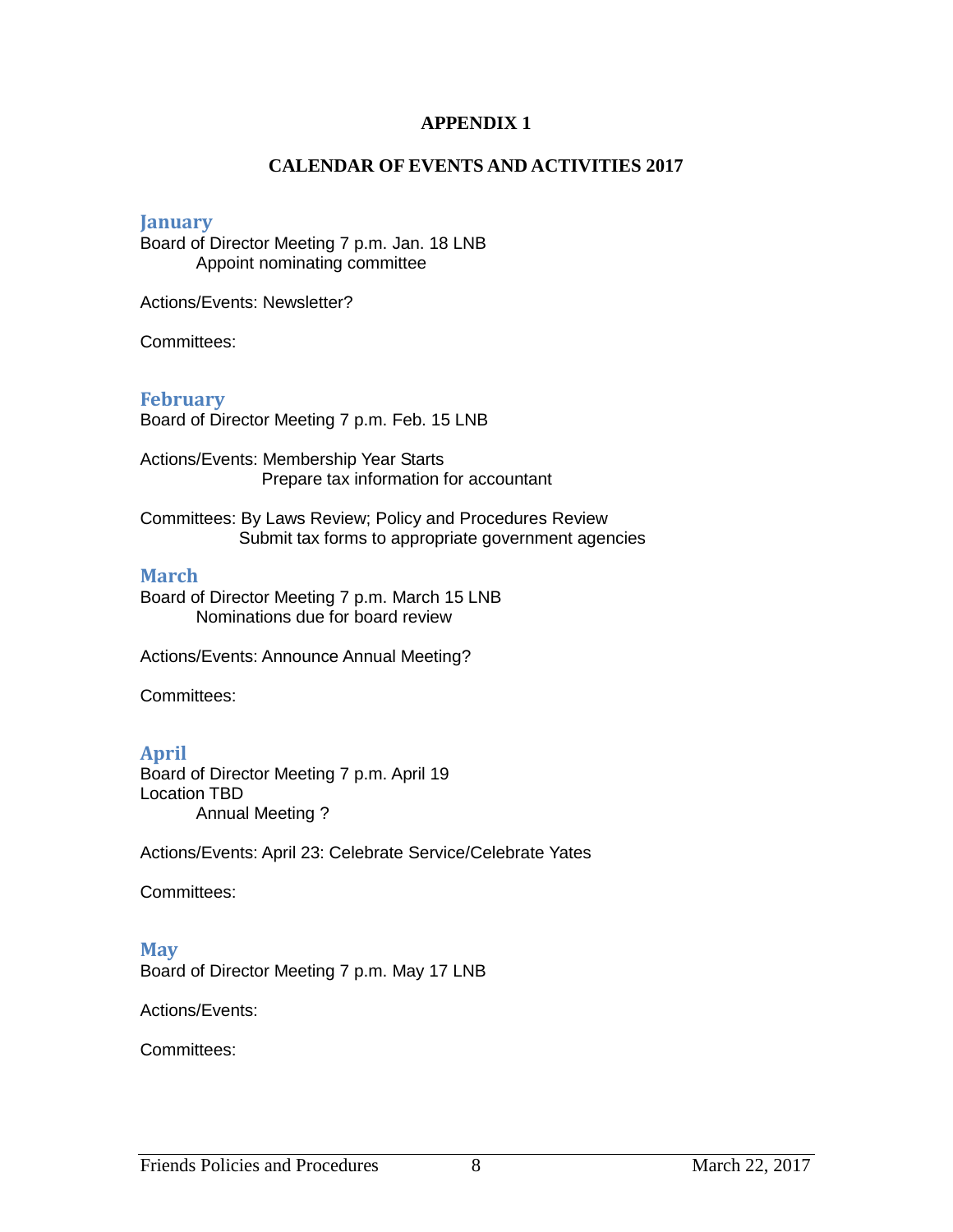# APPENDIX 1

## CALENDAR OF EVENTS AND ACTIVITIES 2017

### January

Board of Director Meeting 7 p.m. Jan. 18 LNB
    Appoint nominating committee

Actions/Events: Newsletter?

Committees:

### February

Board of Director Meeting 7 p.m. Feb. 15 LNB

Actions/Events: Membership Year Starts
    Prepare tax information for accountant

Committees: By Laws Review; Policy and Procedures Review
    Submit tax forms to appropriate government agencies

### March

Board of Director Meeting 7 p.m. March 15 LNB
    Nominations due for board review

Actions/Events: Announce Annual Meeting?

Committees:

### April

Board of Director Meeting 7 p.m. April 19
Location TBD
    Annual Meeting ?

Actions/Events: April 23: Celebrate Service/Celebrate Yates

Committees:

### May

Board of Director Meeting 7 p.m. May 17 LNB

Actions/Events:

Committees: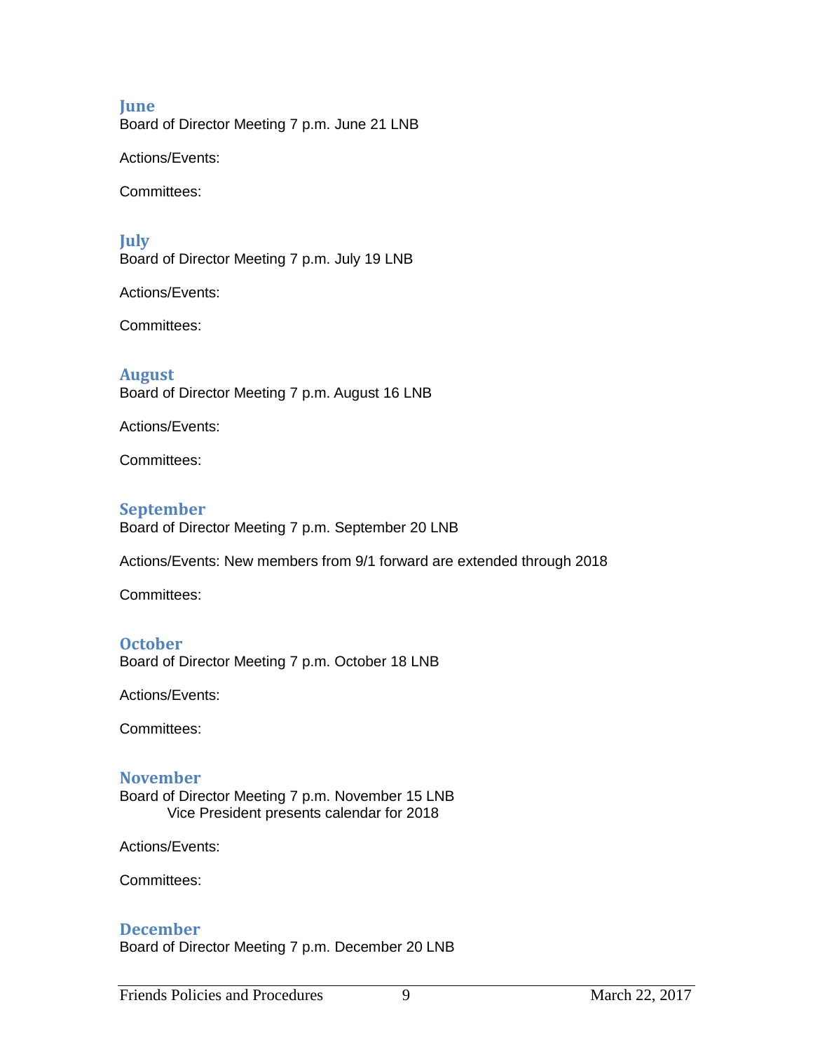## June

Board of Director Meeting 7 p.m. June 21 LNB

Actions/Events:

Committees:

## July

Board of Director Meeting 7 p.m. July 19 LNB

Actions/Events:

Committees:

## August

Board of Director Meeting 7 p.m. August 16 LNB

Actions/Events:

Committees:

## September

Board of Director Meeting 7 p.m. September 20 LNB

Actions/Events: New members from 9/1 forward are extended through 2018

Committees:

## October

Board of Director Meeting 7 p.m. October 18 LNB

Actions/Events:

Committees:

## November

Board of Director Meeting 7 p.m. November 15 LNB

Vice President presents calendar for 2018

Actions/Events:

Committees:

## December

Board of Director Meeting 7 p.m. December 20 LNB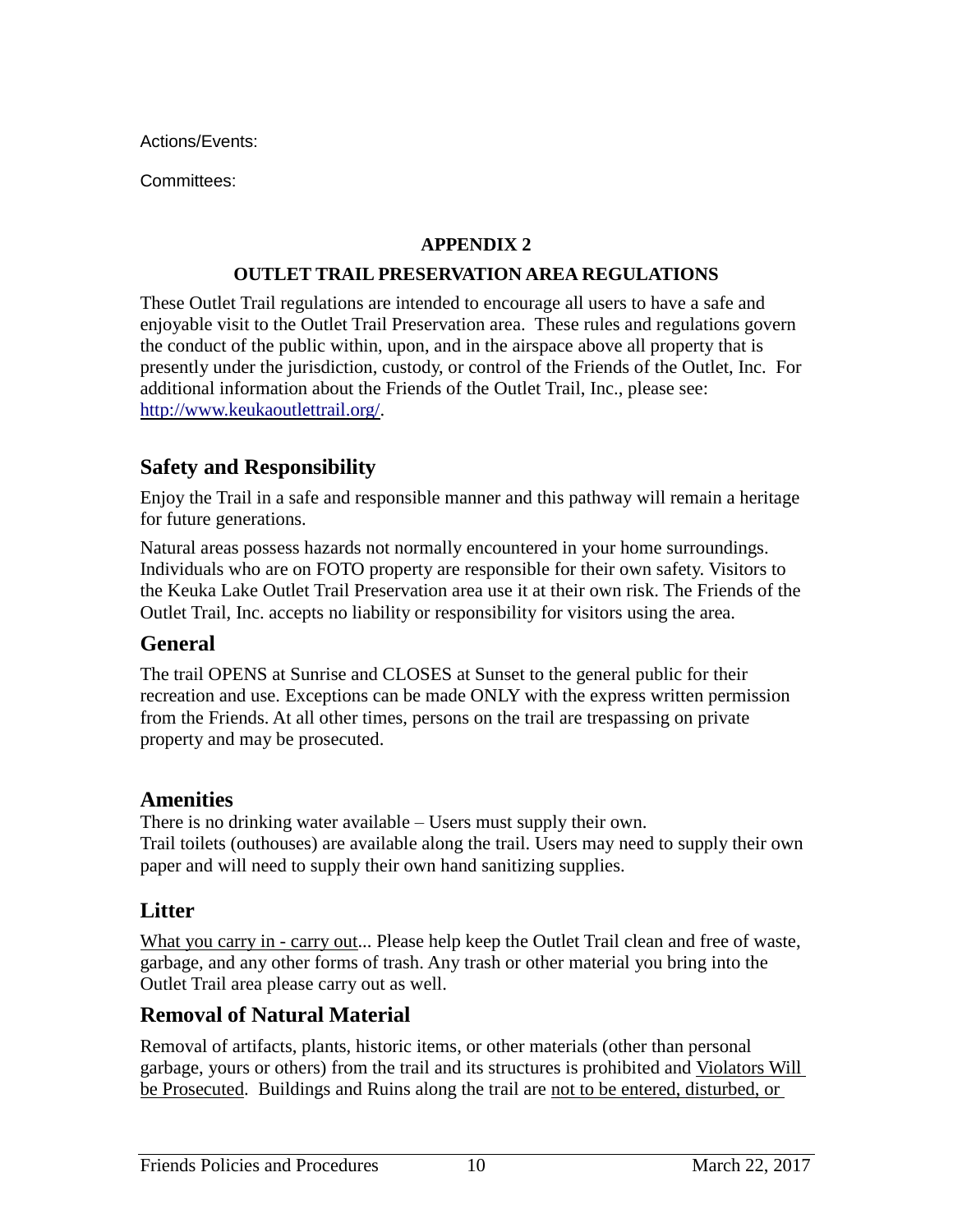Actions/Events:

Committees:

**APPENDIX 2**

**OUTLET TRAIL PRESERVATION AREA REGULATIONS**

These Outlet Trail regulations are intended to encourage all users to have a safe and enjoyable visit to the Outlet Trail Preservation area. These rules and regulations govern the conduct of the public within, upon, and in the airspace above all property that is presently under the jurisdiction, custody, or control of the Friends of the Outlet, Inc. For additional information about the Friends of the Outlet Trail, Inc., please see: [http://www.keukaoutlettrail.org/](http://www.keukaoutlettrail.org/).

## Safety and Responsibility

Enjoy the Trail in a safe and responsible manner and this pathway will remain a heritage for future generations.

Natural areas possess hazards not normally encountered in your home surroundings. Individuals who are on FOTO property are responsible for their own safety. Visitors to the Keuka Lake Outlet Trail Preservation area use it at their own risk. The Friends of the Outlet Trail, Inc. accepts no liability or responsibility for visitors using the area.

## General

The trail OPENS at Sunrise and CLOSES at Sunset to the general public for their recreation and use. Exceptions can be made ONLY with the express written permission from the Friends. At all other times, persons on the trail are trespassing on private property and may be prosecuted.

## Amenities

There is no drinking water available – Users must supply their own.
Trail toilets (outhouses) are available along the trail. Users may need to supply their own paper and will need to supply their own hand sanitizing supplies.

## Litter

<u>What you carry in - carry out</u>... Please help keep the Outlet Trail clean and free of waste, garbage, and any other forms of trash. Any trash or other material you bring into the Outlet Trail area please carry out as well.

## Removal of Natural Material

Removal of artifacts, plants, historic items, or other materials (other than personal garbage, yours or others) from the trail and its structures is prohibited and <u>Violators Will be Prosecuted</u>. Buildings and Ruins along the trail are <u>not to be entered, disturbed, or</u>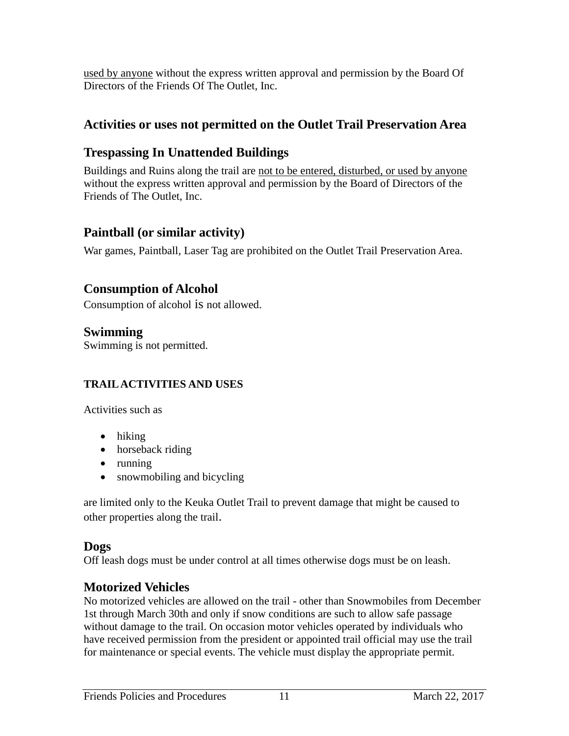used by anyone without the express written approval and permission by the Board Of Directors of the Friends Of The Outlet, Inc.

## Activities or uses not permitted on the Outlet Trail Preservation Area

### Trespassing In Unattended Buildings

Buildings and Ruins along the trail are not to be entered, disturbed, or used by anyone without the express written approval and permission by the Board of Directors of the Friends of The Outlet, Inc.

### Paintball (or similar activity)

War games, Paintball, Laser Tag are prohibited on the Outlet Trail Preservation Area.

### Consumption of Alcohol

Consumption of alcohol is not allowed.

### Swimming

Swimming is not permitted.

#### TRAIL ACTIVITIES AND USES

Activities such as

- hiking
- horseback riding
- running
- snowmobiling and bicycling

are limited only to the Keuka Outlet Trail to prevent damage that might be caused to other properties along the trail.

### Dogs

Off leash dogs must be under control at all times otherwise dogs must be on leash.

### Motorized Vehicles

No motorized vehicles are allowed on the trail - other than Snowmobiles from December 1st through March 30th and only if snow conditions are such to allow safe passage without damage to the trail. On occasion motor vehicles operated by individuals who have received permission from the president or appointed trail official may use the trail for maintenance or special events. The vehicle must display the appropriate permit.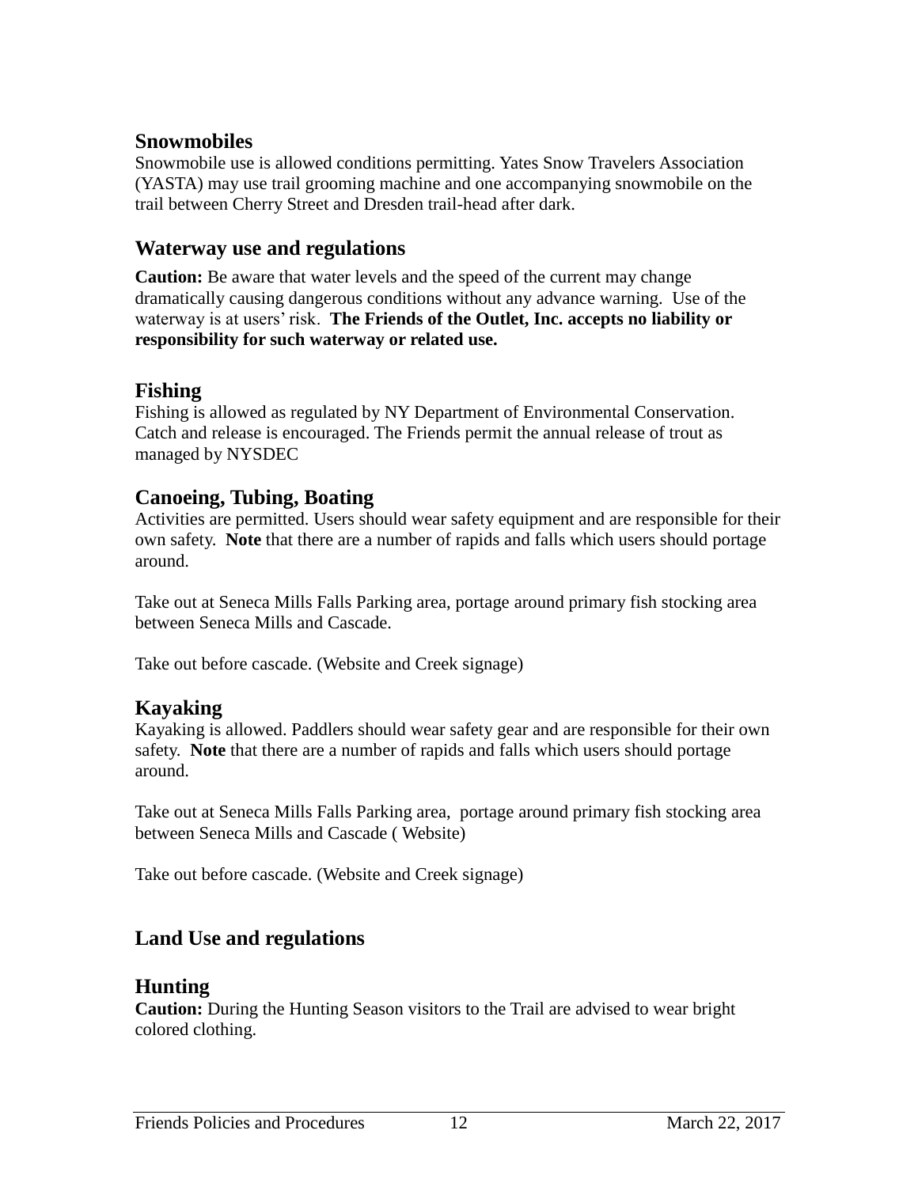## Snowmobiles

Snowmobile use is allowed conditions permitting. Yates Snow Travelers Association (YASTA) may use trail grooming machine and one accompanying snowmobile on the trail between Cherry Street and Dresden trail-head after dark.

## Waterway use and regulations

**Caution:** Be aware that water levels and the speed of the current may change dramatically causing dangerous conditions without any advance warning. Use of the waterway is at users' risk. **The Friends of the Outlet, Inc. accepts no liability or responsibility for such waterway or related use.**

## Fishing

Fishing is allowed as regulated by NY Department of Environmental Conservation. Catch and release is encouraged. The Friends permit the annual release of trout as managed by NYSDEC

## Canoeing, Tubing, Boating

Activities are permitted. Users should wear safety equipment and are responsible for their own safety. **Note** that there are a number of rapids and falls which users should portage around.

Take out at Seneca Mills Falls Parking area, portage around primary fish stocking area between Seneca Mills and Cascade.

Take out before cascade. (Website and Creek signage)

## Kayaking

Kayaking is allowed. Paddlers should wear safety gear and are responsible for their own safety. **Note** that there are a number of rapids and falls which users should portage around.

Take out at Seneca Mills Falls Parking area, portage around primary fish stocking area between Seneca Mills and Cascade ( Website)

Take out before cascade. (Website and Creek signage)

## Land Use and regulations

## Hunting

**Caution:** During the Hunting Season visitors to the Trail are advised to wear bright colored clothing.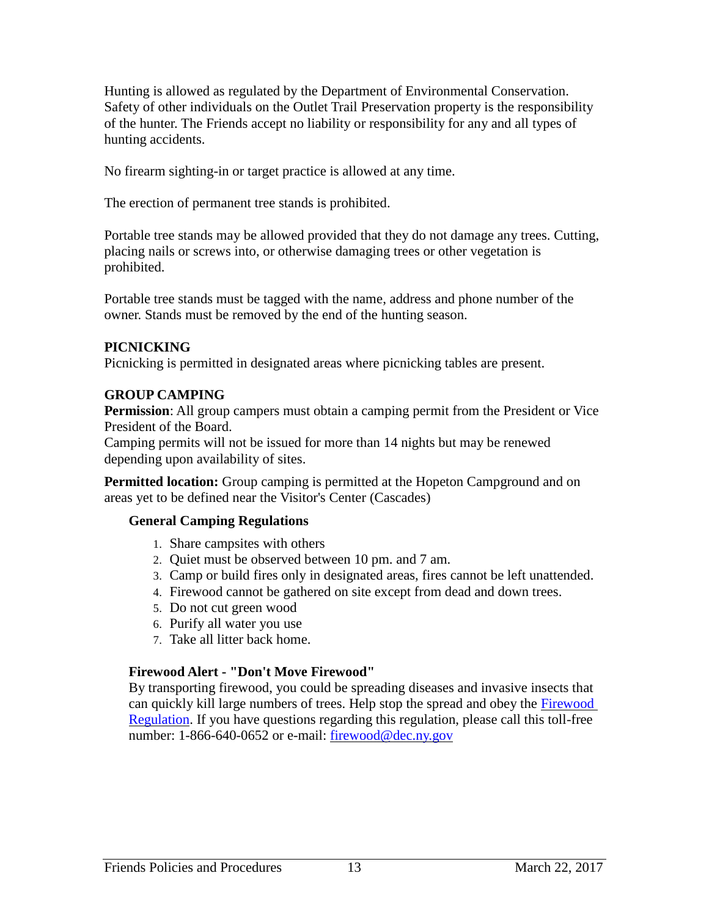Hunting is allowed as regulated by the Department of Environmental Conservation. Safety of other individuals on the Outlet Trail Preservation property is the responsibility of the hunter. The Friends accept no liability or responsibility for any and all types of hunting accidents.

No firearm sighting-in or target practice is allowed at any time.

The erection of permanent tree stands is prohibited.

Portable tree stands may be allowed provided that they do not damage any trees. Cutting, placing nails or screws into, or otherwise damaging trees or other vegetation is prohibited.

Portable tree stands must be tagged with the name, address and phone number of the owner. Stands must be removed by the end of the hunting season.

### PICNICKING

Picnicking is permitted in designated areas where picnicking tables are present.

### GROUP CAMPING

**Permission**: All group campers must obtain a camping permit from the President or Vice President of the Board.
Camping permits will not be issued for more than 14 nights but may be renewed depending upon availability of sites.

**Permitted location:** Group camping is permitted at the Hopeton Campground and on areas yet to be defined near the Visitor's Center (Cascades)

#### General Camping Regulations

1. Share campsites with others
2. Quiet must be observed between 10 pm. and 7 am.
3. Camp or build fires only in designated areas, fires cannot be left unattended.
4. Firewood cannot be gathered on site except from dead and down trees.
5. Do not cut green wood
6. Purify all water you use
7. Take all litter back home.

#### Firewood Alert - "Don't Move Firewood"

By transporting firewood, you could be spreading diseases and invasive insects that can quickly kill large numbers of trees. Help stop the spread and obey the [Firewood Regulation](). If you have questions regarding this regulation, please call this toll-free number: 1-866-640-0652 or e-mail: [firewood@dec.ny.gov](mailto:firewood@dec.ny.gov)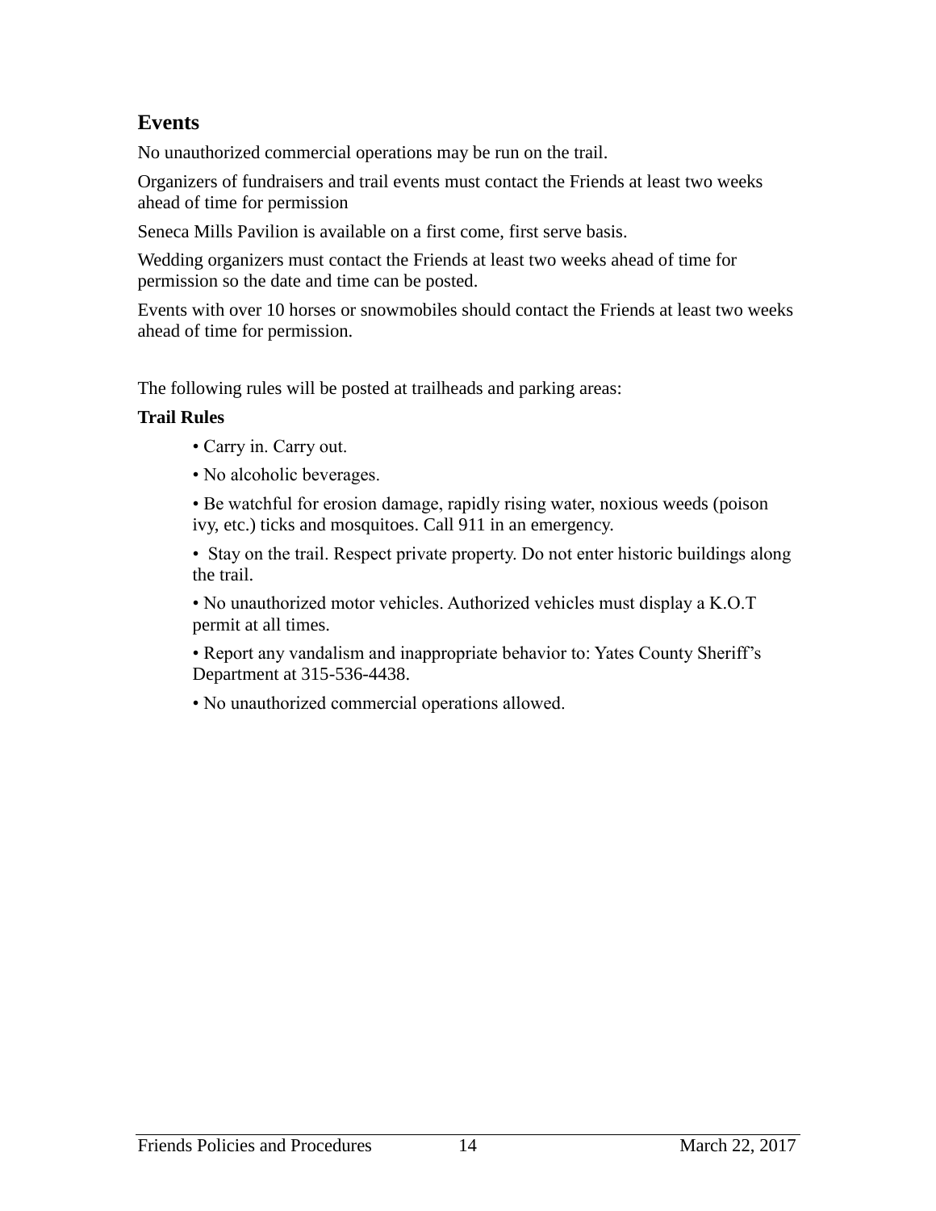## Events

No unauthorized commercial operations may be run on the trail.

Organizers of fundraisers and trail events must contact the Friends at least two weeks ahead of time for permission

Seneca Mills Pavilion is available on a first come, first serve basis.

Wedding organizers must contact the Friends at least two weeks ahead of time for permission so the date and time can be posted.

Events with over 10 horses or snowmobiles should contact the Friends at least two weeks ahead of time for permission.

The following rules will be posted at trailheads and parking areas:

**Trail Rules**

- Carry in. Carry out.
- No alcoholic beverages.
- Be watchful for erosion damage, rapidly rising water, noxious weeds (poison ivy, etc.) ticks and mosquitoes. Call 911 in an emergency.
- Stay on the trail. Respect private property. Do not enter historic buildings along the trail.
- No unauthorized motor vehicles. Authorized vehicles must display a K.O.T permit at all times.
- Report any vandalism and inappropriate behavior to: Yates County Sheriff's Department at 315-536-4438.
- No unauthorized commercial operations allowed.